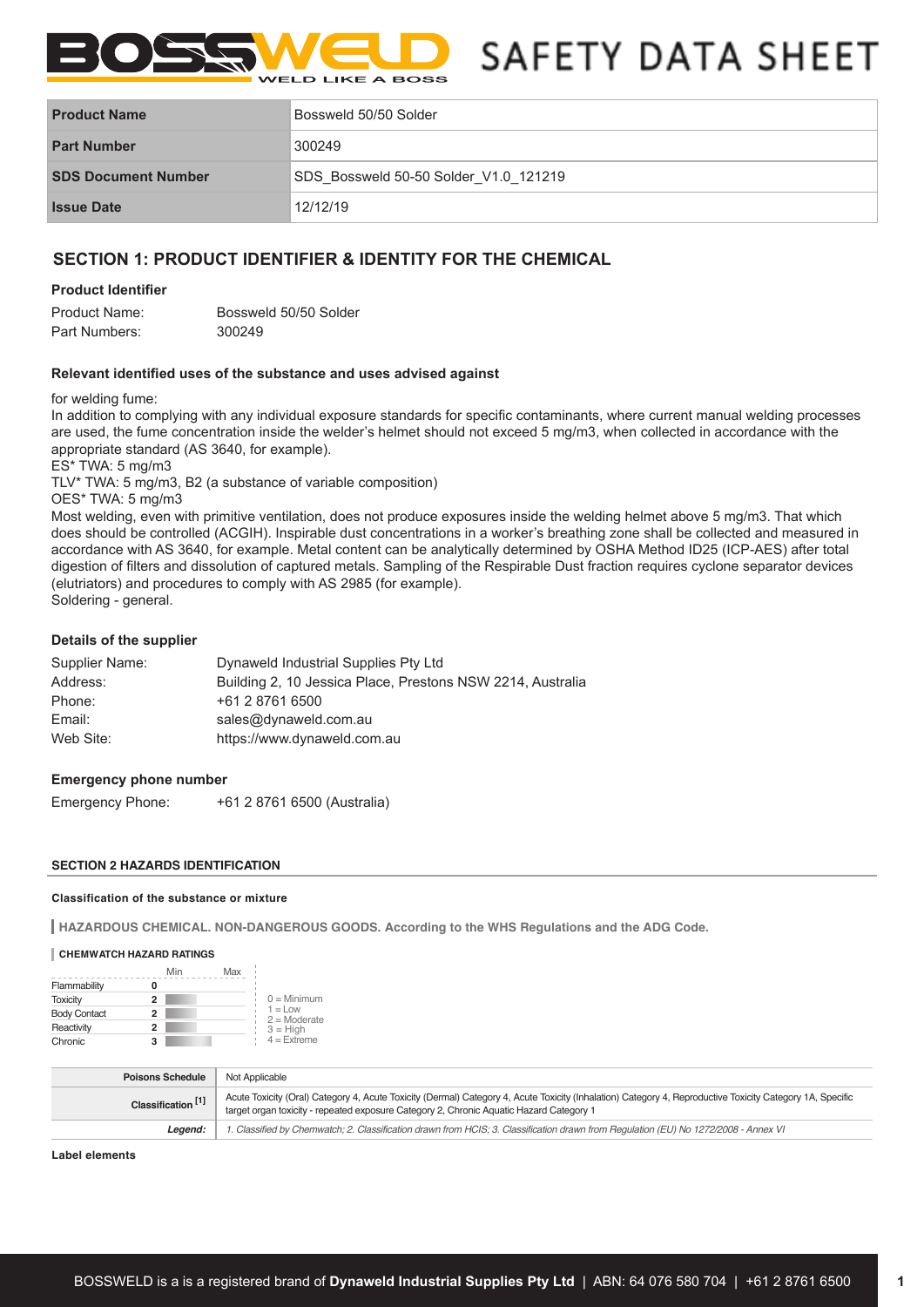# SAFETY DATA SHEET

| Product Name | Bossweld 50/50 Solder |
|---|---|
| Part Number | 300249 |
| SDS Document Number | SDS_Bossweld 50-50 Solder_V1.0_121219 |
| Issue Date | 12/12/19 |

## SECTION 1: PRODUCT IDENTIFIER & IDENTITY FOR THE CHEMICAL

### Product Identifier

Product Name: Bossweld 50/50 Solder
Part Numbers: 300249

### Relevant identified uses of the substance and uses advised against

for welding fume:
In addition to complying with any individual exposure standards for specific contaminants, where current manual welding processes are used, the fume concentration inside the welder's helmet should not exceed 5 mg/m3, when collected in accordance with the appropriate standard (AS 3640, for example).
ES* TWA: 5 mg/m3
TLV* TWA: 5 mg/m3, B2 (a substance of variable composition)
OES* TWA: 5 mg/m3
Most welding, even with primitive ventilation, does not produce exposures inside the welding helmet above 5 mg/m3. That which does should be controlled (ACGIH). Inspirable dust concentrations in a worker's breathing zone shall be collected and measured in accordance with AS 3640, for example. Metal content can be analytically determined by OSHA Method ID25 (ICP-AES) after total digestion of filters and dissolution of captured metals. Sampling of the Respirable Dust fraction requires cyclone separator devices (elutriators) and procedures to comply with AS 2985 (for example).
Soldering - general.

### Details of the supplier

Supplier Name: Dynaweld Industrial Supplies Pty Ltd
Address: Building 2, 10 Jessica Place, Prestons NSW 2214, Australia
Phone: +61 2 8761 6500
Email: sales@dynaweld.com.au
Web Site: https://www.dynaweld.com.au

### Emergency phone number

Emergency Phone: +61 2 8761 6500 (Australia)

## SECTION 2 HAZARDS IDENTIFICATION

### Classification of the substance or mixture

**HAZARDOUS CHEMICAL. NON-DANGEROUS GOODS. According to the WHS Regulations and the ADG Code.**

**CHEMWATCH HAZARD RATINGS**

| | Rating |
|---|---|
| Flammability | 0 |
| Toxicity | 2 |
| Body Contact | 2 |
| Reactivity | 2 |
| Chronic | 3 |

0 = Minimum
1 = Low
2 = Moderate
3 = High
4 = Extreme

| | |
|---|---|
| **Poisons Schedule** | Not Applicable |
| **Classification [1]** | Acute Toxicity (Oral) Category 4, Acute Toxicity (Dermal) Category 4, Acute Toxicity (Inhalation) Category 4, Reproductive Toxicity Category 1A, Specific target organ toxicity - repeated exposure Category 2, Chronic Aquatic Hazard Category 1 |
| ***Legend:*** | *1. Classified by Chemwatch; 2. Classification drawn from HCIS; 3. Classification drawn from Regulation (EU) No 1272/2008 - Annex VI* |

### Label elements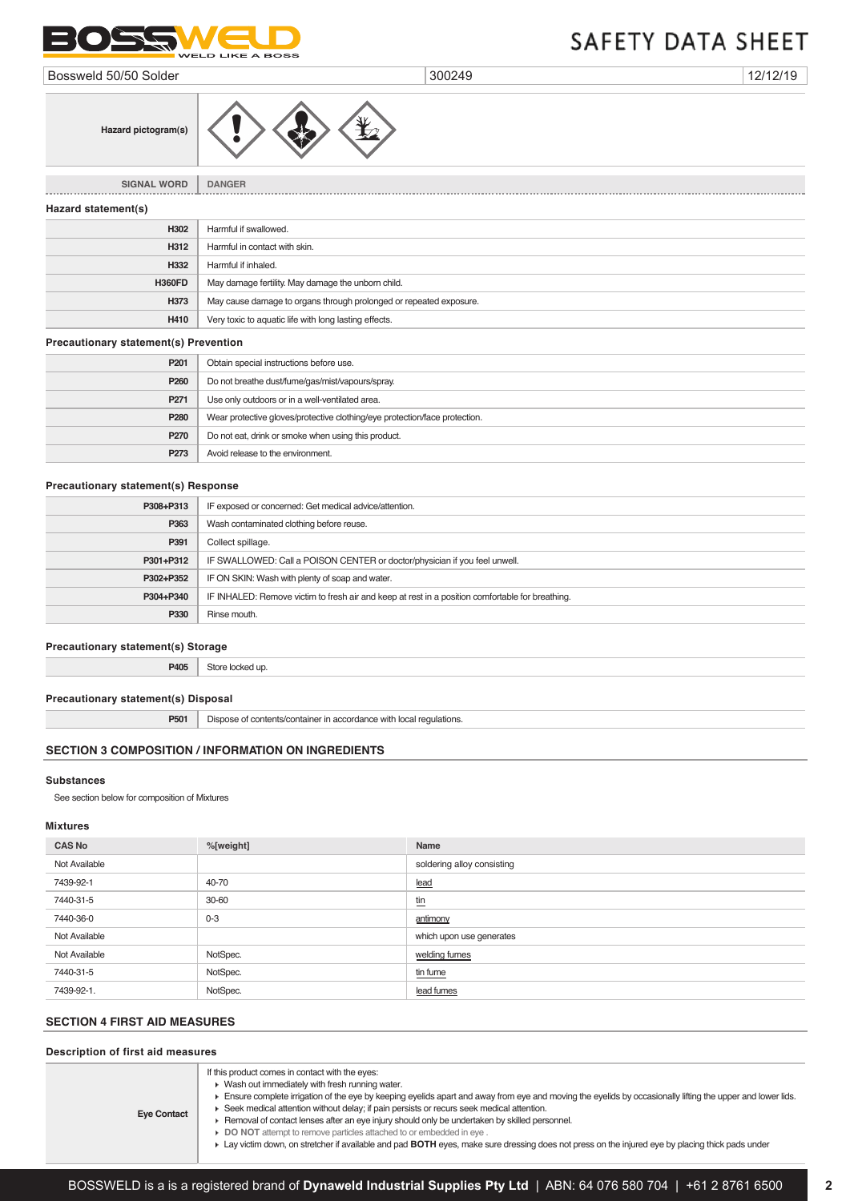| Hazard pictogram(s) | |
|---|---|

| SIGNAL WORD | DANGER |
|---|---|

**Hazard statement(s)**

| | |
|---|---|
| H302 | Harmful if swallowed. |
| H312 | Harmful in contact with skin. |
| H332 | Harmful if inhaled. |
| H360FD | May damage fertility. May damage the unborn child. |
| H373 | May cause damage to organs through prolonged or repeated exposure. |
| H410 | Very toxic to aquatic life with long lasting effects. |

**Precautionary statement(s) Prevention**

| | |
|---|---|
| P201 | Obtain special instructions before use. |
| P260 | Do not breathe dust/fume/gas/mist/vapours/spray. |
| P271 | Use only outdoors or in a well-ventilated area. |
| P280 | Wear protective gloves/protective clothing/eye protection/face protection. |
| P270 | Do not eat, drink or smoke when using this product. |
| P273 | Avoid release to the environment. |

**Precautionary statement(s) Response**

| | |
|---|---|
| P308+P313 | IF exposed or concerned: Get medical advice/attention. |
| P363 | Wash contaminated clothing before reuse. |
| P391 | Collect spillage. |
| P301+P312 | IF SWALLOWED: Call a POISON CENTER or doctor/physician if you feel unwell. |
| P302+P352 | IF ON SKIN: Wash with plenty of soap and water. |
| P304+P340 | IF INHALED: Remove victim to fresh air and keep at rest in a position comfortable for breathing. |
| P330 | Rinse mouth. |

**Precautionary statement(s) Storage**

| | |
|---|---|
| P405 | Store locked up. |

**Precautionary statement(s) Disposal**

| | |
|---|---|
| P501 | Dispose of contents/container in accordance with local regulations. |

## SECTION 3 COMPOSITION / INFORMATION ON INGREDIENTS

### Substances

See section below for composition of Mixtures

### Mixtures

| CAS No | %[weight] | Name |
|---|---|---|
| Not Available | | soldering alloy consisting |
| 7439-92-1 | 40-70 | lead |
| 7440-31-5 | 30-60 | tin |
| 7440-36-0 | 0-3 | antimony |
| Not Available | | which upon use generates |
| Not Available | NotSpec. | welding fumes |
| 7440-31-5 | NotSpec. | tin fume |
| 7439-92-1. | NotSpec. | lead fumes |

## SECTION 4 FIRST AID MEASURES

### Description of first aid measures

| | |
|---|---|
| Eye Contact | If this product comes in contact with the eyes:<br>▸ Wash out immediately with fresh running water.<br>▸ Ensure complete irrigation of the eye by keeping eyelids apart and away from eye and moving the eyelids by occasionally lifting the upper and lower lids.<br>▸ Seek medical attention without delay; if pain persists or recurs seek medical attention.<br>▸ Removal of contact lenses after an eye injury should only be undertaken by skilled personnel.<br>▸ **DO NOT** attempt to remove particles attached to or embedded in eye .<br>▸ Lay victim down, on stretcher if available and pad **BOTH** eyes, make sure dressing does not press on the injured eye by placing thick pads under |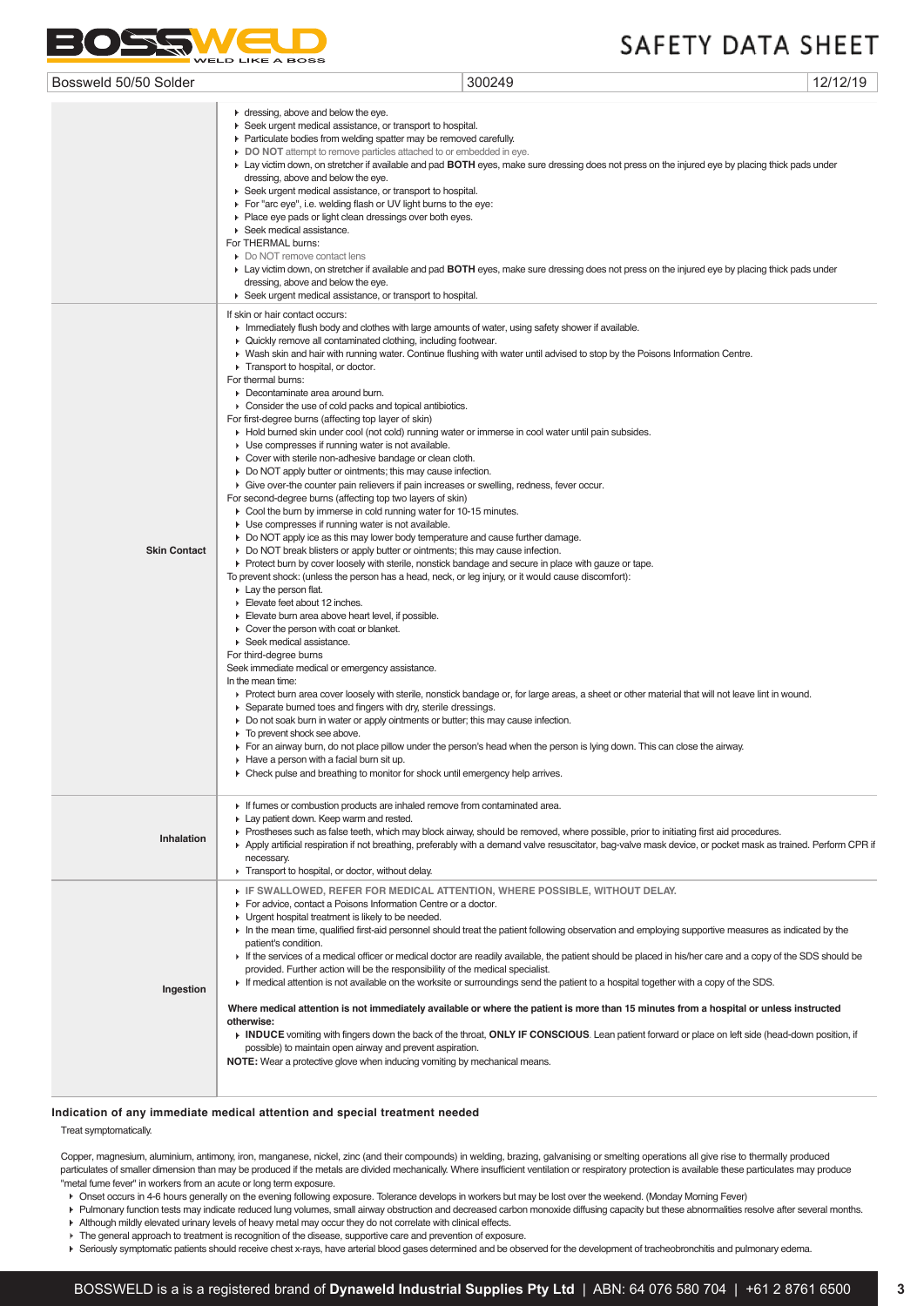| | |
|---|---|
| | ▸ dressing, above and below the eye.<br>▸ Seek urgent medical assistance, or transport to hospital.<br>▸ Particulate bodies from welding spatter may be removed carefully.<br>▸ **DO NOT** attempt to remove particles attached to or embedded in eye.<br>▸ Lay victim down, on stretcher if available and pad **BOTH** eyes, make sure dressing does not press on the injured eye by placing thick pads under dressing, above and below the eye.<br>▸ Seek urgent medical assistance, or transport to hospital.<br>▸ For "arc eye", i.e. welding flash or UV light burns to the eye:<br>▸ Place eye pads or light clean dressings over both eyes.<br>▸ Seek medical assistance.<br>For THERMAL burns:<br>▸ Do NOT remove contact lens<br>▸ Lay victim down, on stretcher if available and pad **BOTH** eyes, make sure dressing does not press on the injured eye by placing thick pads under dressing, above and below the eye.<br>▸ Seek urgent medical assistance, or transport to hospital. |
| **Skin Contact** | If skin or hair contact occurs:<br>▸ Immediately flush body and clothes with large amounts of water, using safety shower if available.<br>▸ Quickly remove all contaminated clothing, including footwear.<br>▸ Wash skin and hair with running water. Continue flushing with water until advised to stop by the Poisons Information Centre.<br>▸ Transport to hospital, or doctor.<br>For thermal burns:<br>▸ Decontaminate area around burn.<br>▸ Consider the use of cold packs and topical antibiotics.<br>For first-degree burns (affecting top layer of skin)<br>▸ Hold burned skin under cool (not cold) running water or immerse in cool water until pain subsides.<br>▸ Use compresses if running water is not available.<br>▸ Cover with sterile non-adhesive bandage or clean cloth.<br>▸ Do NOT apply butter or ointments; this may cause infection.<br>▸ Give over-the counter pain relievers if pain increases or swelling, redness, fever occur.<br>For second-degree burns (affecting top two layers of skin)<br>▸ Cool the burn by immerse in cold running water for 10-15 minutes.<br>▸ Use compresses if running water is not available.<br>▸ Do NOT apply ice as this may lower body temperature and cause further damage.<br>▸ Do NOT break blisters or apply butter or ointments; this may cause infection.<br>▸ Protect burn by cover loosely with sterile, nonstick bandage and secure in place with gauze or tape.<br>To prevent shock: (unless the person has a head, neck, or leg injury, or it would cause discomfort):<br>▸ Lay the person flat.<br>▸ Elevate feet about 12 inches.<br>▸ Elevate burn area above heart level, if possible.<br>▸ Cover the person with coat or blanket.<br>▸ Seek medical assistance.<br>For third-degree burns<br>Seek immediate medical or emergency assistance.<br>In the mean time:<br>▸ Protect burn area cover loosely with sterile, nonstick bandage or, for large areas, a sheet or other material that will not leave lint in wound.<br>▸ Separate burned toes and fingers with dry, sterile dressings.<br>▸ Do not soak burn in water or apply ointments or butter; this may cause infection.<br>▸ To prevent shock see above.<br>▸ For an airway burn, do not place pillow under the person's head when the person is lying down. This can close the airway.<br>▸ Have a person with a facial burn sit up.<br>▸ Check pulse and breathing to monitor for shock until emergency help arrives. |
| **Inhalation** | ▸ If fumes or combustion products are inhaled remove from contaminated area.<br>▸ Lay patient down. Keep warm and rested.<br>▸ Prostheses such as false teeth, which may block airway, should be removed, where possible, prior to initiating first aid procedures.<br>▸ Apply artificial respiration if not breathing, preferably with a demand valve resuscitator, bag-valve mask device, or pocket mask as trained. Perform CPR if necessary.<br>▸ Transport to hospital, or doctor, without delay. |
| **Ingestion** | ▸ **IF SWALLOWED, REFER FOR MEDICAL ATTENTION, WHERE POSSIBLE, WITHOUT DELAY.**<br>▸ For advice, contact a Poisons Information Centre or a doctor.<br>▸ Urgent hospital treatment is likely to be needed.<br>▸ In the mean time, qualified first-aid personnel should treat the patient following observation and employing supportive measures as indicated by the patient's condition.<br>▸ If the services of a medical officer or medical doctor are readily available, the patient should be placed in his/her care and a copy of the SDS should be provided. Further action will be the responsibility of the medical specialist.<br>▸ If medical attention is not available on the worksite or surroundings send the patient to a hospital together with a copy of the SDS.<br><br>**Where medical attention is not immediately available or where the patient is more than 15 minutes from a hospital or unless instructed otherwise:**<br>▸ **INDUCE** vomiting with fingers down the back of the throat, **ONLY IF CONSCIOUS**. Lean patient forward or place on left side (head-down position, if possible) to maintain open airway and prevent aspiration.<br>**NOTE:** Wear a protective glove when inducing vomiting by mechanical means. |

### Indication of any immediate medical attention and special treatment needed

Treat symptomatically.

Copper, magnesium, aluminium, antimony, iron, manganese, nickel, zinc (and their compounds) in welding, brazing, galvanising or smelting operations all give rise to thermally produced particulates of smaller dimension than may be produced if the metals are divided mechanically. Where insufficient ventilation or respiratory protection is available these particulates may produce "metal fume fever" in workers from an acute or long term exposure.

- Onset occurs in 4-6 hours generally on the evening following exposure. Tolerance develops in workers but may be lost over the weekend. (Monday Morning Fever)
- Pulmonary function tests may indicate reduced lung volumes, small airway obstruction and decreased carbon monoxide diffusing capacity but these abnormalities resolve after several months.
- Although mildly elevated urinary levels of heavy metal may occur they do not correlate with clinical effects.
- The general approach to treatment is recognition of the disease, supportive care and prevention of exposure.
- Seriously symptomatic patients should receive chest x-rays, have arterial blood gases determined and be observed for the development of tracheobronchitis and pulmonary edema.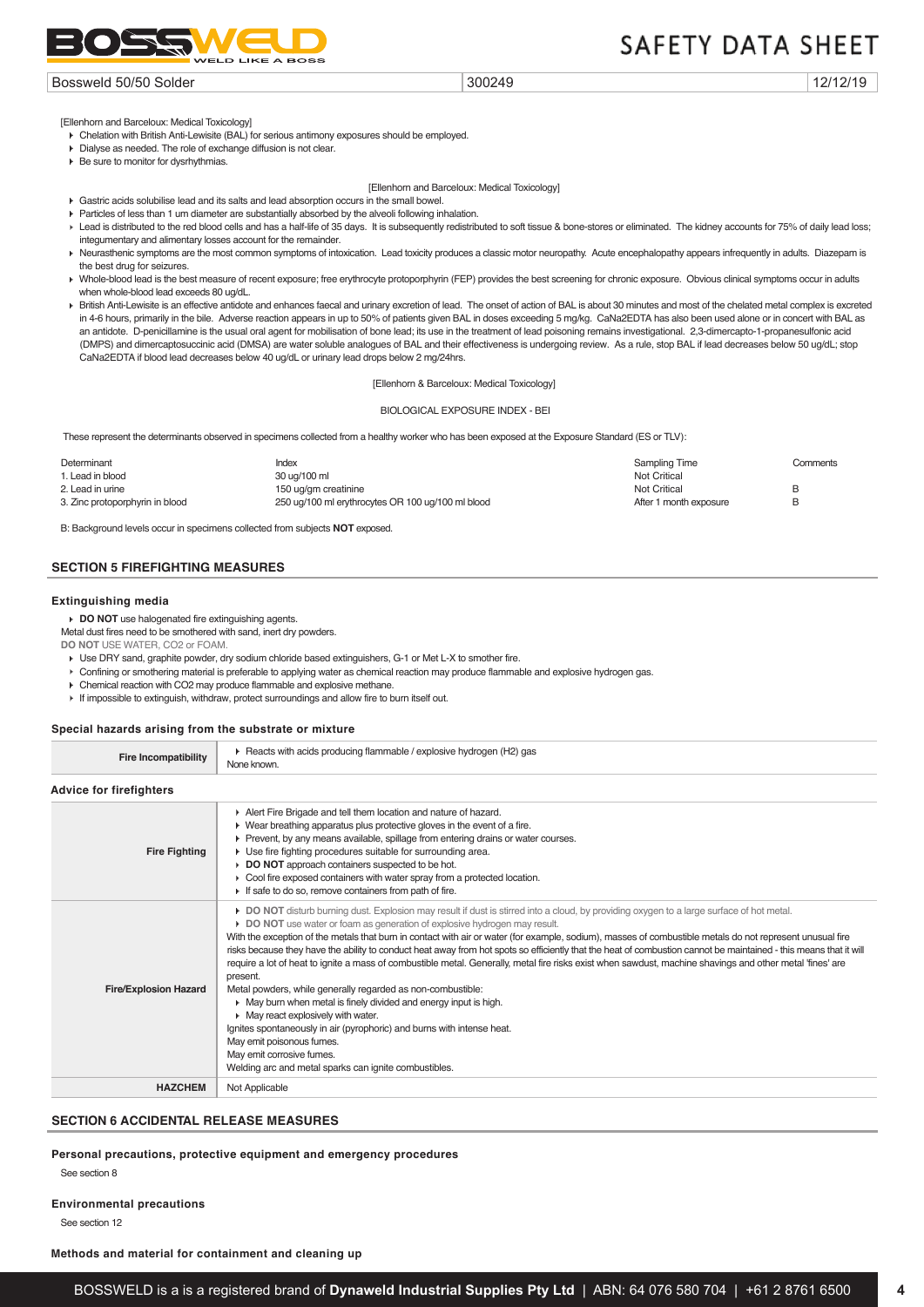[Ellenhorn and Barceloux: Medical Toxicology]

- Chelation with British Anti-Lewisite (BAL) for serious antimony exposures should be employed.
- Dialyse as needed. The role of exchange diffusion is not clear.
- Be sure to monitor for dysrhythmias.

[Ellenhorn and Barceloux: Medical Toxicology]

- Gastric acids solubilise lead and its salts and lead absorption occurs in the small bowel.
- Particles of less than 1 um diameter are substantially absorbed by the alveoli following inhalation.
- Lead is distributed to the red blood cells and has a half-life of 35 days. It is subsequently redistributed to soft tissue & bone-stores or eliminated. The kidney accounts for 75% of daily lead loss; integumentary and alimentary losses account for the remainder.
- Neurasthenic symptoms are the most common symptoms of intoxication. Lead toxicity produces a classic motor neuropathy. Acute encephalopathy appears infrequently in adults. Diazepam is the best drug for seizures.
- Whole-blood lead is the best measure of recent exposure; free erythrocyte protoporphyrin (FEP) provides the best screening for chronic exposure. Obvious clinical symptoms occur in adults when whole-blood lead exceeds 80 ug/dL.
- British Anti-Lewisite is an effective antidote and enhances faecal and urinary excretion of lead. The onset of action of BAL is about 30 minutes and most of the chelated metal complex is excreted in 4-6 hours, primarily in the bile. Adverse reaction appears in up to 50% of patients given BAL in doses exceeding 5 mg/kg. CaNa2EDTA has also been used alone or in concert with BAL as an antidote. D-penicillamine is the usual oral agent for mobilisation of bone lead; its use in the treatment of lead poisoning remains investigational. 2,3-dimercapto-1-propanesulfonic acid (DMPS) and dimercaptosuccinic acid (DMSA) are water soluble analogues of BAL and their effectiveness is undergoing review. As a rule, stop BAL if lead decreases below 50 ug/dL; stop CaNa2EDTA if blood lead decreases below 40 ug/dL or urinary lead drops below 2 mg/24hrs.

[Ellenhorn & Barceloux: Medical Toxicology]

BIOLOGICAL EXPOSURE INDEX - BEI

These represent the determinants observed in specimens collected from a healthy worker who has been exposed at the Exposure Standard (ES or TLV):

| Determinant | Index | Sampling Time | Comments |
|---|---|---|---|
| 1. Lead in blood | 30 ug/100 ml | Not Critical | |
| 2. Lead in urine | 150 ug/gm creatinine | Not Critical | B |
| 3. Zinc protoporphyrin in blood | 250 ug/100 ml erythrocytes OR 100 ug/100 ml blood | After 1 month exposure | B |

B: Background levels occur in specimens collected from subjects **NOT** exposed.

## SECTION 5 FIREFIGHTING MEASURES

### Extinguishing media

- **DO NOT** use halogenated fire extinguishing agents.

Metal dust fires need to be smothered with sand, inert dry powders.

**DO NOT** USE WATER, CO2 or FOAM.

- Use DRY sand, graphite powder, dry sodium chloride based extinguishers, G-1 or Met L-X to smother fire.
- Confining or smothering material is preferable to applying water as chemical reaction may produce flammable and explosive hydrogen gas.
- Chemical reaction with CO2 may produce flammable and explosive methane.
- If impossible to extinguish, withdraw, protect surroundings and allow fire to burn itself out.

### Special hazards arising from the substrate or mixture

| | |
|---|---|
| **Fire Incompatibility** | ▸ Reacts with acids producing flammable / explosive hydrogen (H2) gas<br>None known. |

### Advice for firefighters

| | |
|---|---|
| **Fire Fighting** | ▸ Alert Fire Brigade and tell them location and nature of hazard.<br>▸ Wear breathing apparatus plus protective gloves in the event of a fire.<br>▸ Prevent, by any means available, spillage from entering drains or water courses.<br>▸ Use fire fighting procedures suitable for surrounding area.<br>▸ **DO NOT** approach containers suspected to be hot.<br>▸ Cool fire exposed containers with water spray from a protected location.<br>▸ If safe to do so, remove containers from path of fire. |
| **Fire/Explosion Hazard** | ▸ **DO NOT** disturb burning dust. Explosion may result if dust is stirred into a cloud, by providing oxygen to a large surface of hot metal.<br>▸ **DO NOT** use water or foam as generation of explosive hydrogen may result.<br>With the exception of the metals that burn in contact with air or water (for example, sodium), masses of combustible metals do not represent unusual fire risks because they have the ability to conduct heat away from hot spots so efficiently that the heat of combustion cannot be maintained - this means that it will require a lot of heat to ignite a mass of combustible metal. Generally, metal fire risks exist when sawdust, machine shavings and other metal 'fines' are present.<br>Metal powders, while generally regarded as non-combustible:<br>▸ May burn when metal is finely divided and energy input is high.<br>▸ May react explosively with water.<br>Ignites spontaneously in air (pyrophoric) and burns with intense heat.<br>May emit poisonous fumes.<br>May emit corrosive fumes.<br>Welding arc and metal sparks can ignite combustibles. |
| **HAZCHEM** | Not Applicable |

## SECTION 6 ACCIDENTAL RELEASE MEASURES

### Personal precautions, protective equipment and emergency procedures

See section 8

### Environmental precautions

See section 12

### Methods and material for containment and cleaning up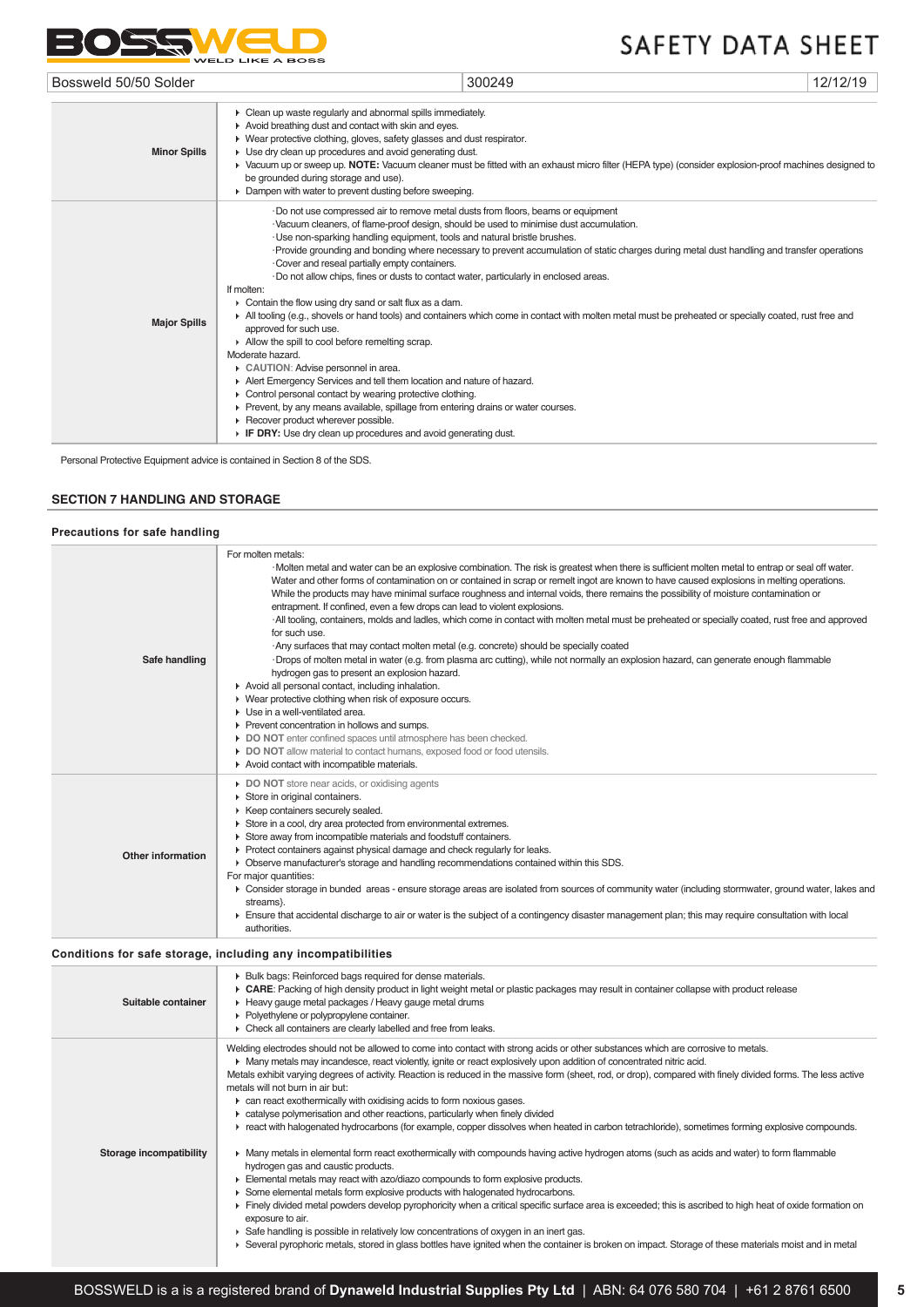| | |
|---|---|
| **Minor Spills** | ▸ Clean up waste regularly and abnormal spills immediately.<br>▸ Avoid breathing dust and contact with skin and eyes.<br>▸ Wear protective clothing, gloves, safety glasses and dust respirator.<br>▸ Use dry clean up procedures and avoid generating dust.<br>▸ Vacuum up or sweep up. **NOTE:** Vacuum cleaner must be fitted with an exhaust micro filter (HEPA type) (consider explosion-proof machines designed to be grounded during storage and use).<br>▸ Dampen with water to prevent dusting before sweeping. |
| **Major Spills** | ·Do not use compressed air to remove metal dusts from floors, beams or equipment<br>·Vacuum cleaners, of flame-proof design, should be used to minimise dust accumulation.<br>·Use non-sparking handling equipment, tools and natural bristle brushes.<br>·Provide grounding and bonding where necessary to prevent accumulation of static charges during metal dust handling and transfer operations<br>·Cover and reseal partially empty containers.<br>·Do not allow chips, fines or dusts to contact water, particularly in enclosed areas.<br>If molten:<br>▸ Contain the flow using dry sand or salt flux as a dam.<br>▸ All tooling (e.g., shovels or hand tools) and containers which come in contact with molten metal must be preheated or specially coated, rust free and approved for such use.<br>▸ Allow the spill to cool before remelting scrap.<br>Moderate hazard.<br>▸ **CAUTION**: Advise personnel in area.<br>▸ Alert Emergency Services and tell them location and nature of hazard.<br>▸ Control personal contact by wearing protective clothing.<br>▸ Prevent, by any means available, spillage from entering drains or water courses.<br>▸ Recover product wherever possible.<br>▸ **IF DRY:** Use dry clean up procedures and avoid generating dust. |

Personal Protective Equipment advice is contained in Section 8 of the SDS.

## SECTION 7 HANDLING AND STORAGE

### Precautions for safe handling

| | |
|---|---|
| **Safe handling** | For molten metals:<br>·Molten metal and water can be an explosive combination. The risk is greatest when there is sufficient molten metal to entrap or seal off water. Water and other forms of contamination on or contained in scrap or remelt ingot are known to have caused explosions in melting operations. While the products may have minimal surface roughness and internal voids, there remains the possibility of moisture contamination or entrapment. If confined, even a few drops can lead to violent explosions.<br>·All tooling, containers, molds and ladles, which come in contact with molten metal must be preheated or specially coated, rust free and approved for such use.<br>·Any surfaces that may contact molten metal (e.g. concrete) should be specially coated<br>·Drops of molten metal in water (e.g. from plasma arc cutting), while not normally an explosion hazard, can generate enough flammable hydrogen gas to present an explosion hazard.<br>▸ Avoid all personal contact, including inhalation.<br>▸ Wear protective clothing when risk of exposure occurs.<br>▸ Use in a well-ventilated area.<br>▸ Prevent concentration in hollows and sumps.<br>▸ **DO NOT** enter confined spaces until atmosphere has been checked.<br>▸ **DO NOT** allow material to contact humans, exposed food or food utensils.<br>▸ Avoid contact with incompatible materials. |
| **Other information** | ▸ **DO NOT** store near acids, or oxidising agents<br>▸ Store in original containers.<br>▸ Keep containers securely sealed.<br>▸ Store in a cool, dry area protected from environmental extremes.<br>▸ Store away from incompatible materials and foodstuff containers.<br>▸ Protect containers against physical damage and check regularly for leaks.<br>▸ Observe manufacturer's storage and handling recommendations contained within this SDS.<br>For major quantities:<br>▸ Consider storage in bunded areas - ensure storage areas are isolated from sources of community water (including stormwater, ground water, lakes and streams).<br>▸ Ensure that accidental discharge to air or water is the subject of a contingency disaster management plan; this may require consultation with local authorities. |

### Conditions for safe storage, including any incompatibilities

| | |
|---|---|
| **Suitable container** | ▸ Bulk bags: Reinforced bags required for dense materials.<br>▸ **CARE**: Packing of high density product in light weight metal or plastic packages may result in container collapse with product release<br>▸ Heavy gauge metal packages / Heavy gauge metal drums<br>▸ Polyethylene or polypropylene container.<br>▸ Check all containers are clearly labelled and free from leaks. |
| **Storage incompatibility** | Welding electrodes should not be allowed to come into contact with strong acids or other substances which are corrosive to metals.<br>▸ Many metals may incandesce, react violently, ignite or react explosively upon addition of concentrated nitric acid.<br>Metals exhibit varying degrees of activity. Reaction is reduced in the massive form (sheet, rod, or drop), compared with finely divided forms. The less active metals will not burn in air but:<br>▸ can react exothermically with oxidising acids to form noxious gases.<br>▸ catalyse polymerisation and other reactions, particularly when finely divided<br>▸ react with halogenated hydrocarbons (for example, copper dissolves when heated in carbon tetrachloride), sometimes forming explosive compounds.<br><br>▸ Many metals in elemental form react exothermically with compounds having active hydrogen atoms (such as acids and water) to form flammable hydrogen gas and caustic products.<br>▸ Elemental metals may react with azo/diazo compounds to form explosive products.<br>▸ Some elemental metals form explosive products with halogenated hydrocarbons.<br>▸ Finely divided metal powders develop pyrophoricity when a critical specific surface area is exceeded; this is ascribed to high heat of oxide formation on exposure to air.<br>▸ Safe handling is possible in relatively low concentrations of oxygen in an inert gas.<br>▸ Several pyrophoric metals, stored in glass bottles have ignited when the container is broken on impact. Storage of these materials moist and in metal |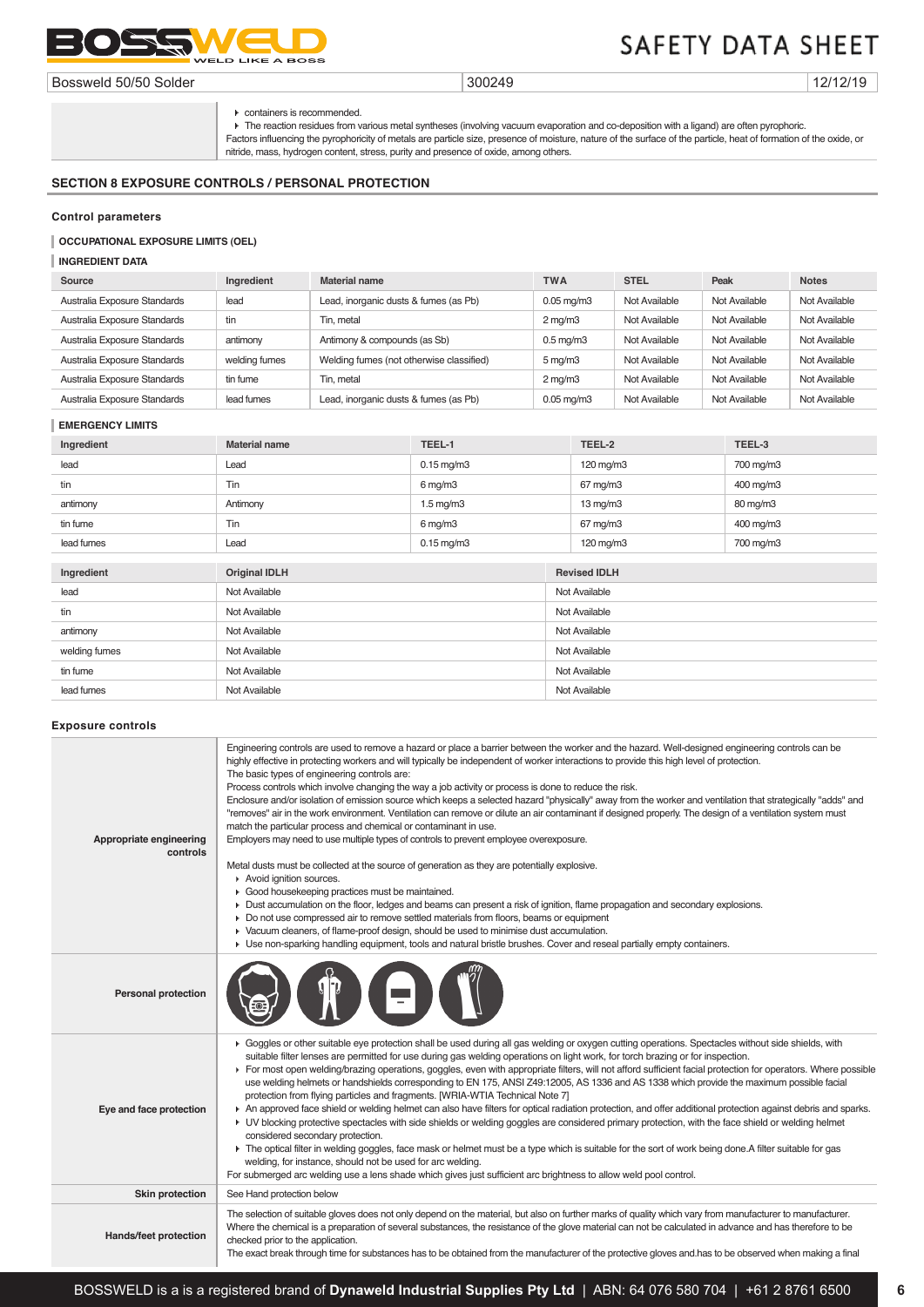| | |
|---|---|
| | ▸ containers is recommended.<br>▸ The reaction residues from various metal syntheses (involving vacuum evaporation and co-deposition with a ligand) are often pyrophoric.<br>Factors influencing the pyrophoricity of metals are particle size, presence of moisture, nature of the surface of the particle, heat of formation of the oxide, or nitride, mass, hydrogen content, stress, purity and presence of oxide, among others. |

## SECTION 8 EXPOSURE CONTROLS / PERSONAL PROTECTION

### Control parameters

#### OCCUPATIONAL EXPOSURE LIMITS (OEL)

#### INGREDIENT DATA

| Source | Ingredient | Material name | TWA | STEL | Peak | Notes |
|---|---|---|---|---|---|---|
| Australia Exposure Standards | lead | Lead, inorganic dusts & fumes (as Pb) | 0.05 mg/m3 | Not Available | Not Available | Not Available |
| Australia Exposure Standards | tin | Tin, metal | 2 mg/m3 | Not Available | Not Available | Not Available |
| Australia Exposure Standards | antimony | Antimony & compounds (as Sb) | 0.5 mg/m3 | Not Available | Not Available | Not Available |
| Australia Exposure Standards | welding fumes | Welding fumes (not otherwise classified) | 5 mg/m3 | Not Available | Not Available | Not Available |
| Australia Exposure Standards | tin fume | Tin, metal | 2 mg/m3 | Not Available | Not Available | Not Available |
| Australia Exposure Standards | lead fumes | Lead, inorganic dusts & fumes (as Pb) | 0.05 mg/m3 | Not Available | Not Available | Not Available |

#### EMERGENCY LIMITS

| Ingredient | Material name | TEEL-1 | TEEL-2 | TEEL-3 |
|---|---|---|---|---|
| lead | Lead | 0.15 mg/m3 | 120 mg/m3 | 700 mg/m3 |
| tin | Tin | 6 mg/m3 | 67 mg/m3 | 400 mg/m3 |
| antimony | Antimony | 1.5 mg/m3 | 13 mg/m3 | 80 mg/m3 |
| tin fume | Tin | 6 mg/m3 | 67 mg/m3 | 400 mg/m3 |
| lead fumes | Lead | 0.15 mg/m3 | 120 mg/m3 | 700 mg/m3 |

| Ingredient | Original IDLH | Revised IDLH |
|---|---|---|
| lead | Not Available | Not Available |
| tin | Not Available | Not Available |
| antimony | Not Available | Not Available |
| welding fumes | Not Available | Not Available |
| tin fume | Not Available | Not Available |
| lead fumes | Not Available | Not Available |

### Exposure controls

| | |
|---|---|
| **Appropriate engineering controls** | Engineering controls are used to remove a hazard or place a barrier between the worker and the hazard. Well-designed engineering controls can be highly effective in protecting workers and will typically be independent of worker interactions to provide this high level of protection.<br>The basic types of engineering controls are:<br>Process controls which involve changing the way a job activity or process is done to reduce the risk.<br>Enclosure and/or isolation of emission source which keeps a selected hazard "physically" away from the worker and ventilation that strategically "adds" and "removes" air in the work environment. Ventilation can remove or dilute an air contaminant if designed properly. The design of a ventilation system must match the particular process and chemical or contaminant in use.<br>Employers may need to use multiple types of controls to prevent employee overexposure.<br><br>Metal dusts must be collected at the source of generation as they are potentially explosive.<br>▸ Avoid ignition sources.<br>▸ Good housekeeping practices must be maintained.<br>▸ Dust accumulation on the floor, ledges and beams can present a risk of ignition, flame propagation and secondary explosions.<br>▸ Do not use compressed air to remove settled materials from floors, beams or equipment<br>▸ Vacuum cleaners, of flame-proof design, should be used to minimise dust accumulation.<br>▸ Use non-sparking handling equipment, tools and natural bristle brushes. Cover and reseal partially empty containers. |
| **Personal protection** | |
| **Eye and face protection** | ▸ Goggles or other suitable eye protection shall be used during all gas welding or oxygen cutting operations. Spectacles without side shields, with suitable filter lenses are permitted for use during gas welding operations on light work, for torch brazing or for inspection.<br>▸ For most open welding/brazing operations, goggles, even with appropriate filters, will not afford sufficient facial protection for operators. Where possible use welding helmets or handshields corresponding to EN 175, ANSI Z49:12005, AS 1336 and AS 1338 which provide the maximum possible facial protection from flying particles and fragments. [WRIA-WTIA Technical Note 7]<br>▸ An approved face shield or welding helmet can also have filters for optical radiation protection, and offer additional protection against debris and sparks.<br>▸ UV blocking protective spectacles with side shields or welding goggles are considered primary protection, with the face shield or welding helmet considered secondary protection.<br>▸ The optical filter in welding goggles, face mask or helmet must be a type which is suitable for the sort of work being done.A filter suitable for gas welding, for instance, should not be used for arc welding.<br>For submerged arc welding use a lens shade which gives just sufficient arc brightness to allow weld pool control. |
| **Skin protection** | See Hand protection below |
| **Hands/feet protection** | The selection of suitable gloves does not only depend on the material, but also on further marks of quality which vary from manufacturer to manufacturer. Where the chemical is a preparation of several substances, the resistance of the glove material can not be calculated in advance and has therefore to be checked prior to the application.<br>The exact break through time for substances has to be obtained from the manufacturer of the protective gloves and.has to be observed when making a final |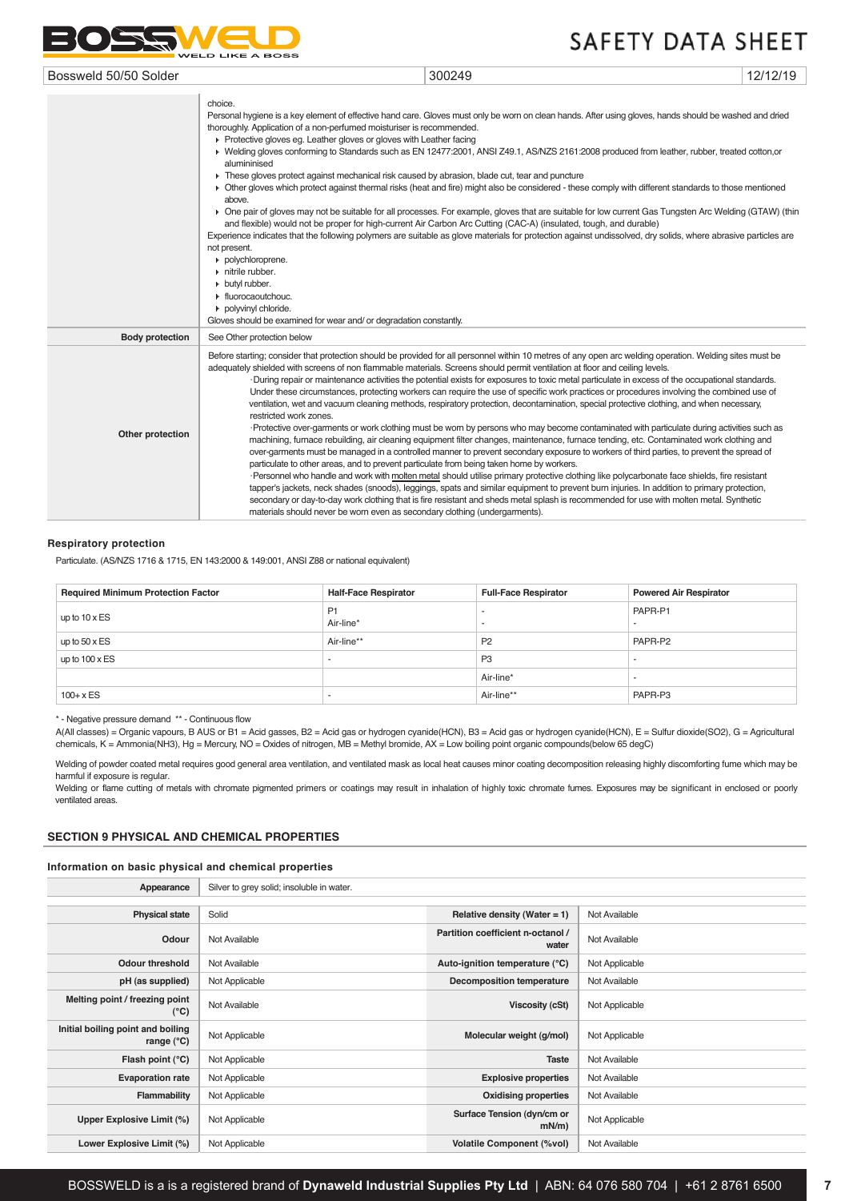| | |
|---|---|
| | choice.<br>Personal hygiene is a key element of effective hand care. Gloves must only be worn on clean hands. After using gloves, hands should be washed and dried thoroughly. Application of a non-perfumed moisturiser is recommended.<br>▸ Protective gloves eg. Leather gloves or gloves with Leather facing<br>▸ Welding gloves conforming to Standards such as EN 12477:2001, ANSI Z49.1, AS/NZS 2161:2008 produced from leather, rubber, treated cotton,or alumininised<br>▸ These gloves protect against mechanical risk caused by abrasion, blade cut, tear and puncture<br>▸ Other gloves which protect against thermal risks (heat and fire) might also be considered - these comply with different standards to those mentioned above.<br>▸ One pair of gloves may not be suitable for all processes. For example, gloves that are suitable for low current Gas Tungsten Arc Welding (GTAW) (thin and flexible) would not be proper for high-current Air Carbon Arc Cutting (CAC-A) (insulated, tough, and durable)<br>Experience indicates that the following polymers are suitable as glove materials for protection against undissolved, dry solids, where abrasive particles are not present.<br>▸ polychloroprene.<br>▸ nitrile rubber.<br>▸ butyl rubber.<br>▸ fluorocaoutchouc.<br>▸ polyvinyl chloride.<br>Gloves should be examined for wear and/ or degradation constantly. |
| **Body protection** | See Other protection below |
| **Other protection** | Before starting; consider that protection should be provided for all personnel within 10 metres of any open arc welding operation. Welding sites must be adequately shielded with screens of non flammable materials. Screens should permit ventilation at floor and ceiling levels.<br>·During repair or maintenance activities the potential exists for exposures to toxic metal particulate in excess of the occupational standards. Under these circumstances, protecting workers can require the use of specific work practices or procedures involving the combined use of ventilation, wet and vacuum cleaning methods, respiratory protection, decontamination, special protective clothing, and when necessary, restricted work zones.<br>·Protective over-garments or work clothing must be worn by persons who may become contaminated with particulate during activities such as machining, furnace rebuilding, air cleaning equipment filter changes, maintenance, furnace tending, etc. Contaminated work clothing and over-garments must be managed in a controlled manner to prevent secondary exposure to workers of third parties, to prevent the spread of particulate to other areas, and to prevent particulate from being taken home by workers.<br>·Personnel who handle and work with molten metal should utilise primary protective clothing like polycarbonate face shields, fire resistant tapper's jackets, neck shades (snoods), leggings, spats and similar equipment to prevent burn injuries. In addition to primary protection, secondary or day-to-day work clothing that is fire resistant and sheds metal splash is recommended for use with molten metal. Synthetic materials should never be worn even as secondary clothing (undergarments). |

#### Respiratory protection

Particulate. (AS/NZS 1716 & 1715, EN 143:2000 & 149:001, ANSI Z88 or national equivalent)

| Required Minimum Protection Factor | Half-Face Respirator | Full-Face Respirator | Powered Air Respirator |
|---|---|---|---|
| up to 10 x ES | P1<br>Air-line* | -<br>- | PAPR-P1<br>- |
| up to 50 x ES | Air-line** | P2 | PAPR-P2 |
| up to 100 x ES | - | P3 | - |
| | | Air-line* | - |
| 100+ x ES | - | Air-line** | PAPR-P3 |

\* - Negative pressure demand ** - Continuous flow

A(All classes) = Organic vapours, B AUS or B1 = Acid gasses, B2 = Acid gas or hydrogen cyanide(HCN), B3 = Acid gas or hydrogen cyanide(HCN), E = Sulfur dioxide(SO2), G = Agricultural chemicals, K = Ammonia(NH3), Hg = Mercury, NO = Oxides of nitrogen, MB = Methyl bromide, AX = Low boiling point organic compounds(below 65 degC)

Welding of powder coated metal requires good general area ventilation, and ventilated mask as local heat causes minor coating decomposition releasing highly discomforting fume which may be harmful if exposure is regular.
Welding or flame cutting of metals with chromate pigmented primers or coatings may result in inhalation of highly toxic chromate fumes. Exposures may be significant in enclosed or poorly ventilated areas.

## SECTION 9 PHYSICAL AND CHEMICAL PROPERTIES

#### Information on basic physical and chemical properties

| | | | |
|---|---|---|---|
| **Appearance** | Silver to grey solid; insoluble in water. | | |
| **Physical state** | Solid | **Relative density (Water = 1)** | Not Available |
| **Odour** | Not Available | **Partition coefficient n-octanol / water** | Not Available |
| **Odour threshold** | Not Available | **Auto-ignition temperature (°C)** | Not Applicable |
| **pH (as supplied)** | Not Applicable | **Decomposition temperature** | Not Available |
| **Melting point / freezing point (°C)** | Not Available | **Viscosity (cSt)** | Not Applicable |
| **Initial boiling point and boiling range (°C)** | Not Applicable | **Molecular weight (g/mol)** | Not Applicable |
| **Flash point (°C)** | Not Applicable | **Taste** | Not Available |
| **Evaporation rate** | Not Applicable | **Explosive properties** | Not Available |
| **Flammability** | Not Applicable | **Oxidising properties** | Not Available |
| **Upper Explosive Limit (%)** | Not Applicable | **Surface Tension (dyn/cm or mN/m)** | Not Applicable |
| **Lower Explosive Limit (%)** | Not Applicable | **Volatile Component (%vol)** | Not Available |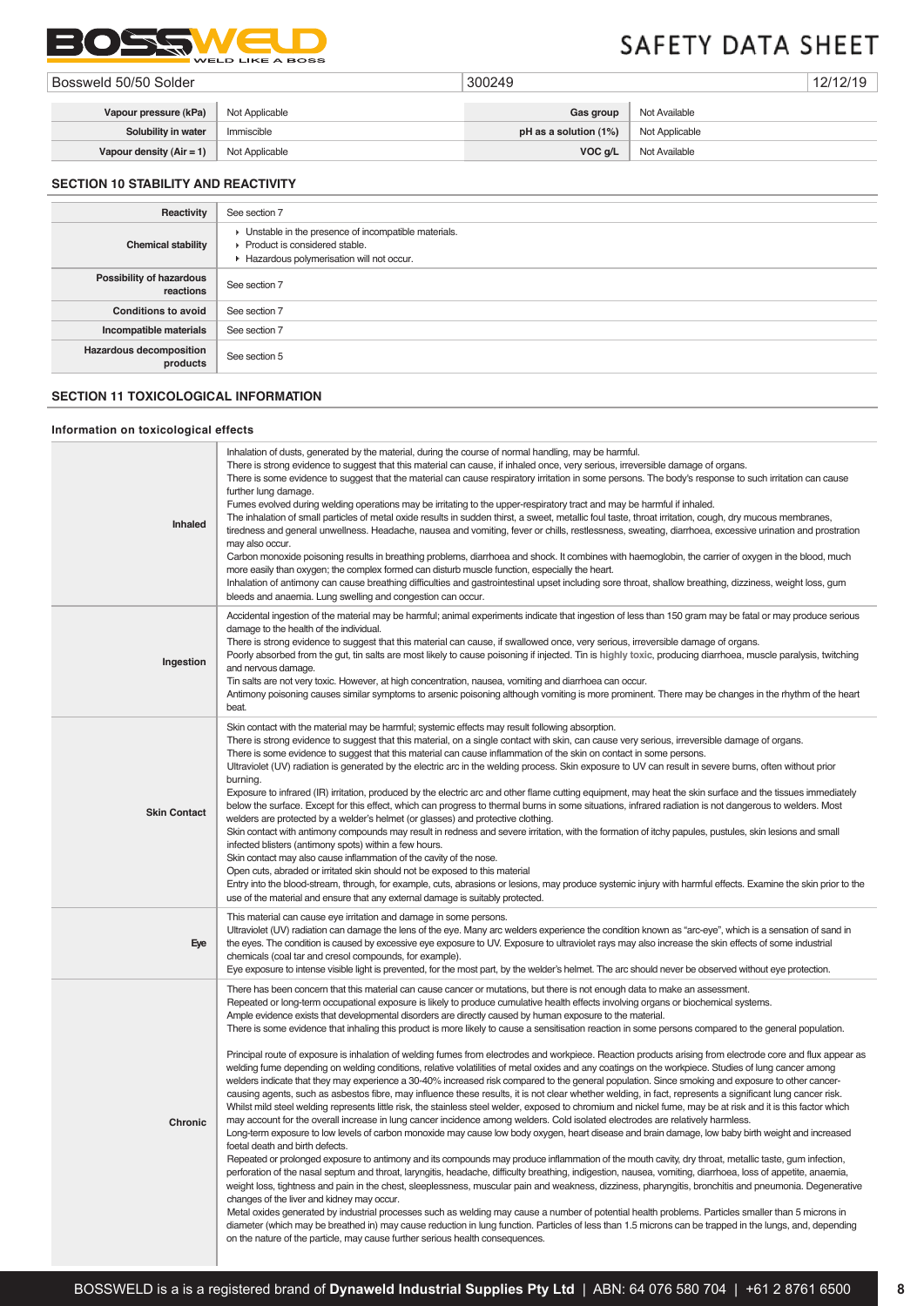| | | | |
|---|---|---|---|
| **Vapour pressure (kPa)** | Not Applicable | **Gas group** | Not Available |
| **Solubility in water** | Immiscible | **pH as a solution (1%)** | Not Applicable |
| **Vapour density (Air = 1)** | Not Applicable | **VOC g/L** | Not Available |

## SECTION 10 STABILITY AND REACTIVITY

| | |
|---|---|
| **Reactivity** | See section 7 |
| **Chemical stability** | ▸ Unstable in the presence of incompatible materials.<br>▸ Product is considered stable.<br>▸ Hazardous polymerisation will not occur. |
| **Possibility of hazardous reactions** | See section 7 |
| **Conditions to avoid** | See section 7 |
| **Incompatible materials** | See section 7 |
| **Hazardous decomposition products** | See section 5 |

## SECTION 11 TOXICOLOGICAL INFORMATION

### Information on toxicological effects

| | |
|---|---|
| **Inhaled** | Inhalation of dusts, generated by the material, during the course of normal handling, may be harmful.<br>There is strong evidence to suggest that this material can cause, if inhaled once, very serious, irreversible damage of organs.<br>There is some evidence to suggest that the material can cause respiratory irritation in some persons. The body's response to such irritation can cause further lung damage.<br>Fumes evolved during welding operations may be irritating to the upper-respiratory tract and may be harmful if inhaled.<br>The inhalation of small particles of metal oxide results in sudden thirst, a sweet, metallic foul taste, throat irritation, cough, dry mucous membranes, tiredness and general unwellness. Headache, nausea and vomiting, fever or chills, restlessness, sweating, diarrhoea, excessive urination and prostration may also occur.<br>Carbon monoxide poisoning results in breathing problems, diarrhoea and shock. It combines with haemoglobin, the carrier of oxygen in the blood, much more easily than oxygen; the complex formed can disturb muscle function, especially the heart.<br>Inhalation of antimony can cause breathing difficulties and gastrointestinal upset including sore throat, shallow breathing, dizziness, weight loss, gum bleeds and anaemia. Lung swelling and congestion can occur. |
| **Ingestion** | Accidental ingestion of the material may be harmful; animal experiments indicate that ingestion of less than 150 gram may be fatal or may produce serious damage to the health of the individual.<br>There is strong evidence to suggest that this material can cause, if swallowed once, very serious, irreversible damage of organs.<br>Poorly absorbed from the gut, tin salts are most likely to cause poisoning if injected. Tin is **highly toxic**, producing diarrhoea, muscle paralysis, twitching and nervous damage.<br>Tin salts are not very toxic. However, at high concentration, nausea, vomiting and diarrhoea can occur.<br>Antimony poisoning causes similar symptoms to arsenic poisoning although vomiting is more prominent. There may be changes in the rhythm of the heart beat. |
| **Skin Contact** | Skin contact with the material may be harmful; systemic effects may result following absorption.<br>There is strong evidence to suggest that this material, on a single contact with skin, can cause very serious, irreversible damage of organs.<br>There is some evidence to suggest that this material can cause inflammation of the skin on contact in some persons.<br>Ultraviolet (UV) radiation is generated by the electric arc in the welding process. Skin exposure to UV can result in severe burns, often without prior burning.<br>Exposure to infrared (IR) irritation, produced by the electric arc and other flame cutting equipment, may heat the skin surface and the tissues immediately below the surface. Except for this effect, which can progress to thermal burns in some situations, infrared radiation is not dangerous to welders. Most welders are protected by a welder's helmet (or glasses) and protective clothing.<br>Skin contact with antimony compounds may result in redness and severe irritation, with the formation of itchy papules, pustules, skin lesions and small infected blisters (antimony spots) within a few hours.<br>Skin contact may also cause inflammation of the cavity of the nose.<br>Open cuts, abraded or irritated skin should not be exposed to this material<br>Entry into the blood-stream, through, for example, cuts, abrasions or lesions, may produce systemic injury with harmful effects. Examine the skin prior to the use of the material and ensure that any external damage is suitably protected. |
| **Eye** | This material can cause eye irritation and damage in some persons.<br>Ultraviolet (UV) radiation can damage the lens of the eye. Many arc welders experience the condition known as "arc-eye", which is a sensation of sand in the eyes. The condition is caused by excessive eye exposure to UV. Exposure to ultraviolet rays may also increase the skin effects of some industrial chemicals (coal tar and cresol compounds, for example).<br>Eye exposure to intense visible light is prevented, for the most part, by the welder's helmet. The arc should never be observed without eye protection. |
| **Chronic** | There has been concern that this material can cause cancer or mutations, but there is not enough data to make an assessment.<br>Repeated or long-term occupational exposure is likely to produce cumulative health effects involving organs or biochemical systems.<br>Ample evidence exists that developmental disorders are directly caused by human exposure to the material.<br>There is some evidence that inhaling this product is more likely to cause a sensitisation reaction in some persons compared to the general population.<br><br>Principal route of exposure is inhalation of welding fumes from electrodes and workpiece. Reaction products arising from electrode core and flux appear as welding fume depending on welding conditions, relative volatilities of metal oxides and any coatings on the workpiece. Studies of lung cancer among welders indicate that they may experience a 30-40% increased risk compared to the general population. Since smoking and exposure to other cancer-causing agents, such as asbestos fibre, may influence these results, it is not clear whether welding, in fact, represents a significant lung cancer risk. Whilst mild steel welding represents little risk, the stainless steel welder, exposed to chromium and nickel fume, may be at risk and it is this factor which may account for the overall increase in lung cancer incidence among welders. Cold isolated electrodes are relatively harmless.<br>Long-term exposure to low levels of carbon monoxide may cause low body oxygen, heart disease and brain damage, low baby birth weight and increased foetal death and birth defects.<br>Repeated or prolonged exposure to antimony and its compounds may produce inflammation of the mouth cavity, dry throat, metallic taste, gum infection, perforation of the nasal septum and throat, laryngitis, headache, difficulty breathing, indigestion, nausea, vomiting, diarrhoea, loss of appetite, anaemia, weight loss, tightness and pain in the chest, sleeplessness, muscular pain and weakness, dizziness, pharyngitis, bronchitis and pneumonia. Degenerative changes of the liver and kidney may occur.<br>Metal oxides generated by industrial processes such as welding may cause a number of potential health problems. Particles smaller than 5 microns in diameter (which may be breathed in) may cause reduction in lung function. Particles of less than 1.5 microns can be trapped in the lungs, and, depending on the nature of the particle, may cause further serious health consequences. |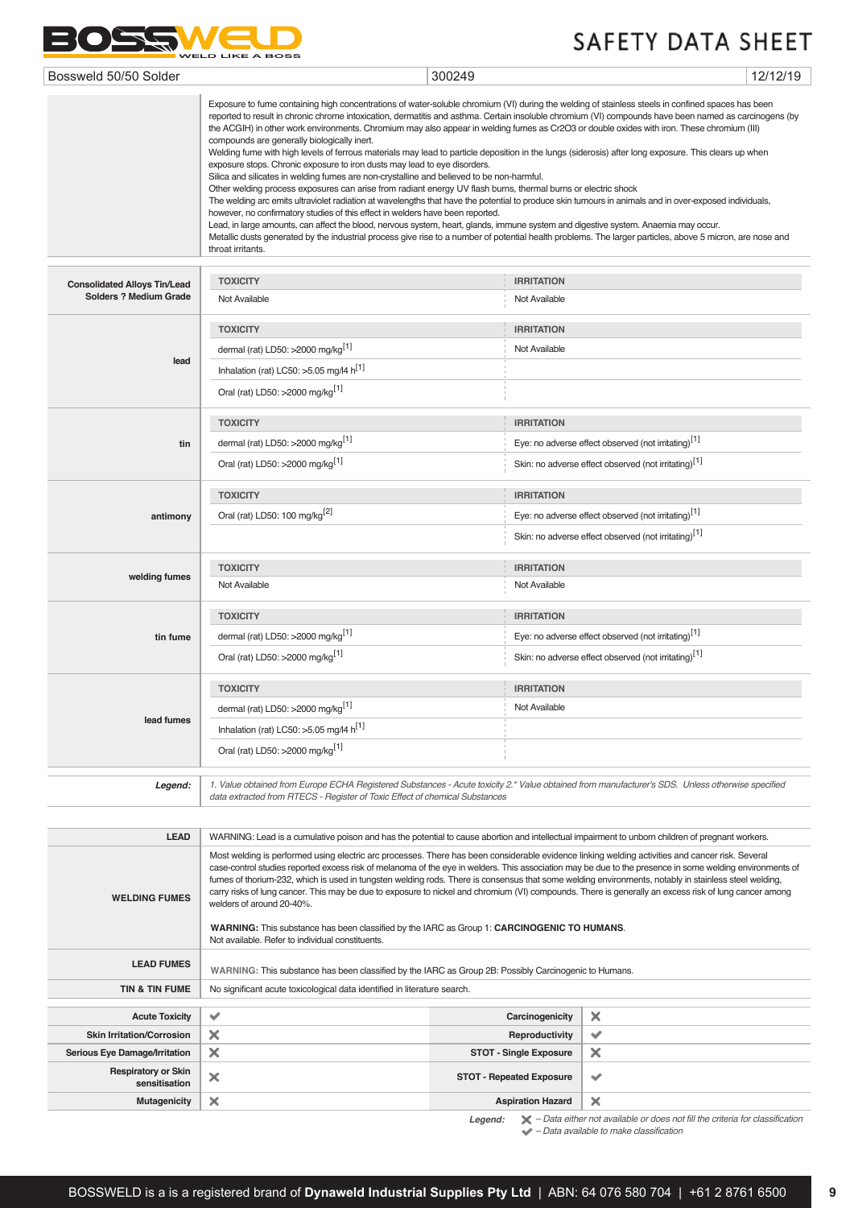| Bossweld 50/50 Solder | 300249 | 12/12/19 |
|---|---|---|

| | |
|---|---|
| | Exposure to fume containing high concentrations of water-soluble chromium (VI) during the welding of stainless steels in confined spaces has been reported to result in chronic chrome intoxication, dermatitis and asthma. Certain insoluble chromium (VI) compounds have been named as carcinogens (by the ACGIH) in other work environments. Chromium may also appear in welding fumes as Cr2O3 or double oxides with iron. These chromium (III) compounds are generally biologically inert.<br>Welding fume with high levels of ferrous materials may lead to particle deposition in the lungs (siderosis) after long exposure. This clears up when exposure stops. Chronic exposure to iron dusts may lead to eye disorders.<br>Silica and silicates in welding fumes are non-crystalline and believed to be non-harmful.<br>Other welding process exposures can arise from radiant energy UV flash burns, thermal burns or electric shock<br>The welding arc emits ultraviolet radiation at wavelengths that have the potential to produce skin tumours in animals and in over-exposed individuals, however, no confirmatory studies of this effect in welders have been reported.<br>Lead, in large amounts, can affect the blood, nervous system, heart, glands, immune system and digestive system. Anaemia may occur.<br>Metallic dusts generated by the industrial process give rise to a number of potential health problems. The larger particles, above 5 micron, are nose and throat irritants. |

| | TOXICITY | IRRITATION |
|---|---|---|
| **Consolidated Alloys Tin/Lead Solders ? Medium Grade** | Not Available | Not Available |
| **lead** | dermal (rat) LD50: >2000 mg/kg[1] | Not Available |
| | Inhalation (rat) LC50: >5.05 mg/l4 h[1] | |
| | Oral (rat) LD50: >2000 mg/kg[1] | |
| **tin** | dermal (rat) LD50: >2000 mg/kg[1] | Eye: no adverse effect observed (not irritating)[1] |
| | Oral (rat) LD50: >2000 mg/kg[1] | Skin: no adverse effect observed (not irritating)[1] |
| **antimony** | Oral (rat) LD50: 100 mg/kg[2] | Eye: no adverse effect observed (not irritating)[1] |
| | | Skin: no adverse effect observed (not irritating)[1] |
| **welding fumes** | Not Available | Not Available |
| **tin fume** | dermal (rat) LD50: >2000 mg/kg[1] | Eye: no adverse effect observed (not irritating)[1] |
| | Oral (rat) LD50: >2000 mg/kg[1] | Skin: no adverse effect observed (not irritating)[1] |
| **lead fumes** | dermal (rat) LD50: >2000 mg/kg[1] | Not Available |
| | Inhalation (rat) LC50: >5.05 mg/l4 h[1] | |
| | Oral (rat) LD50: >2000 mg/kg[1] | |
| ***Legend:*** | *1. Value obtained from Europe ECHA Registered Substances - Acute toxicity 2.\* Value obtained from manufacturer's SDS. Unless otherwise specified data extracted from RTECS - Register of Toxic Effect of chemical Substances* | |

| | |
|---|---|
| **LEAD** | WARNING: Lead is a cumulative poison and has the potential to cause abortion and intellectual impairment to unborn children of pregnant workers. |
| **WELDING FUMES** | Most welding is performed using electric arc processes. There has been considerable evidence linking welding activities and cancer risk. Several case-control studies reported excess risk of melanoma of the eye in welders. This association may be due to the presence in some welding environments of fumes of thorium-232, which is used in tungsten welding rods. There is consensus that some welding environments, notably in stainless steel welding, carry risks of lung cancer. This may be due to exposure to nickel and chromium (VI) compounds. There is generally an excess risk of lung cancer among welders of around 20-40%.<br><br>**WARNING:** This substance has been classified by the IARC as Group 1: **CARCINOGENIC TO HUMANS**.<br>Not available. Refer to individual constituents. |
| **LEAD FUMES** | WARNING: This substance has been classified by the IARC as Group 2B: Possibly Carcinogenic to Humans. |
| **TIN & TIN FUME** | No significant acute toxicological data identified in literature search. |

| | | | |
|---|---|---|---|
| **Acute Toxicity** | ✔ | **Carcinogenicity** | ✘ |
| **Skin Irritation/Corrosion** | ✘ | **Reproductivity** | ✔ |
| **Serious Eye Damage/Irritation** | ✘ | **STOT - Single Exposure** | ✘ |
| **Respiratory or Skin sensitisation** | ✘ | **STOT - Repeated Exposure** | ✔ |
| **Mutagenicity** | ✘ | **Aspiration Hazard** | ✘ |

***Legend:*** ✘ *– Data either not available or does not fill the criteria for classification*
✔ *– Data available to make classification*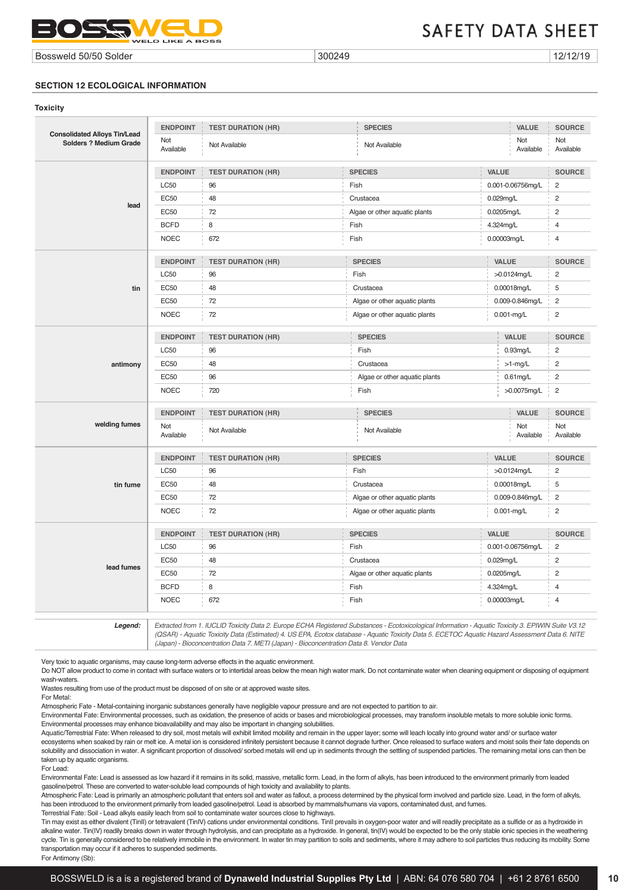Bossweld 50/50 Solder | 300249 | 12/12/19

## SECTION 12 ECOLOGICAL INFORMATION

### Toxicity

| Consolidated Alloys Tin/Lead Solders ? Medium Grade | ENDPOINT | TEST DURATION (HR) | SPECIES | VALUE | SOURCE |
|---|---|---|---|---|---|
| | Not Available | Not Available | Not Available | Not Available | Not Available |

| lead | ENDPOINT | TEST DURATION (HR) | SPECIES | VALUE | SOURCE |
|---|---|---|---|---|---|
| | LC50 | 96 | Fish | 0.001-0.06756mg/L | 2 |
| | EC50 | 48 | Crustacea | 0.029mg/L | 2 |
| | EC50 | 72 | Algae or other aquatic plants | 0.0205mg/L | 2 |
| | BCFD | 8 | Fish | 4.324mg/L | 4 |
| | NOEC | 672 | Fish | 0.00003mg/L | 4 |

| tin | ENDPOINT | TEST DURATION (HR) | SPECIES | VALUE | SOURCE |
|---|---|---|---|---|---|
| | LC50 | 96 | Fish | >0.0124mg/L | 2 |
| | EC50 | 48 | Crustacea | 0.00018mg/L | 5 |
| | EC50 | 72 | Algae or other aquatic plants | 0.009-0.846mg/L | 2 |
| | NOEC | 72 | Algae or other aquatic plants | 0.001-mg/L | 2 |

| antimony | ENDPOINT | TEST DURATION (HR) | SPECIES | VALUE | SOURCE |
|---|---|---|---|---|---|
| | LC50 | 96 | Fish | 0.93mg/L | 2 |
| | EC50 | 48 | Crustacea | >1-mg/L | 2 |
| | EC50 | 96 | Algae or other aquatic plants | 0.61mg/L | 2 |
| | NOEC | 720 | Fish | >0.0075mg/L | 2 |

| welding fumes | ENDPOINT | TEST DURATION (HR) | SPECIES | VALUE | SOURCE |
|---|---|---|---|---|---|
| | Not Available | Not Available | Not Available | Not Available | Not Available |

| tin fume | ENDPOINT | TEST DURATION (HR) | SPECIES | VALUE | SOURCE |
|---|---|---|---|---|---|
| | LC50 | 96 | Fish | >0.0124mg/L | 2 |
| | EC50 | 48 | Crustacea | 0.00018mg/L | 5 |
| | EC50 | 72 | Algae or other aquatic plants | 0.009-0.846mg/L | 2 |
| | NOEC | 72 | Algae or other aquatic plants | 0.001-mg/L | 2 |

| lead fumes | ENDPOINT | TEST DURATION (HR) | SPECIES | VALUE | SOURCE |
|---|---|---|---|---|---|
| | LC50 | 96 | Fish | 0.001-0.06756mg/L | 2 |
| | EC50 | 48 | Crustacea | 0.029mg/L | 2 |
| | EC50 | 72 | Algae or other aquatic plants | 0.0205mg/L | 2 |
| | BCFD | 8 | Fish | 4.324mg/L | 4 |
| | NOEC | 672 | Fish | 0.00003mg/L | 4 |

***Legend:*** *Extracted from 1. IUCLID Toxicity Data 2. Europe ECHA Registered Substances - Ecotoxicological Information - Aquatic Toxicity 3. EPIWIN Suite V3.12 (QSAR) - Aquatic Toxicity Data (Estimated) 4. US EPA, Ecotox database - Aquatic Toxicity Data 5. ECETOC Aquatic Hazard Assessment Data 6. NITE (Japan) - Bioconcentration Data 7. METI (Japan) - Bioconcentration Data 8. Vendor Data*

Very toxic to aquatic organisms, may cause long-term adverse effects in the aquatic environment.

Do NOT allow product to come in contact with surface waters or to intertidal areas below the mean high water mark. Do not contaminate water when cleaning equipment or disposing of equipment wash-waters.

Wastes resulting from use of the product must be disposed of on site or at approved waste sites.

For Metal:

Atmospheric Fate - Metal-containing inorganic substances generally have negligible vapour pressure and are not expected to partition to air.

Environmental Fate: Environmental processes, such as oxidation, the presence of acids or bases and microbiological processes, may transform insoluble metals to more soluble ionic forms. Environmental processes may enhance bioavailability and may also be important in changing solubilities.

Aquatic/Terrestrial Fate: When released to dry soil, most metals will exhibit limited mobility and remain in the upper layer; some will leach locally into ground water and/ or surface water ecosystems when soaked by rain or melt ice. A metal ion is considered infinitely persistent because it cannot degrade further. Once released to surface waters and moist soils their fate depends on solubility and dissociation in water. A significant proportion of dissolved/ sorbed metals will end up in sediments through the settling of suspended particles. The remaining metal ions can then be taken up by aquatic organisms.

For Lead:

Environmental Fate: Lead is assessed as low hazard if it remains in its solid, massive, metallic form. Lead, in the form of alkyls, has been introduced to the environment primarily from leaded gasoline/petrol. These are converted to water-soluble lead compounds of high toxicity and availability to plants.

Atmospheric Fate: Lead is primarily an atmospheric pollutant that enters soil and water as fallout, a process determined by the physical form involved and particle size. Lead, in the form of alkyls, has been introduced to the environment primarily from leaded gasoline/petrol. Lead is absorbed by mammals/humans via vapors, contaminated dust, and fumes.

Terrestrial Fate: Soil - Lead alkyls easily leach from soil to contaminate water sources close to highways.

Tin may exist as either divalent (TinII) or tetravalent (TinIV) cations under environmental conditions. TinII prevails in oxygen-poor water and will readily precipitate as a sulfide or as a hydroxide in alkaline water. Tin(IV) readily breaks down in water through hydrolysis, and can precipitate as a hydroxide. In general, tin(IV) would be expected to be the only stable ionic species in the weathering cycle. Tin is generally considered to be relatively immobile in the environment. In water tin may partition to soils and sediments, where it may adhere to soil particles thus reducing its mobility. Some transportation may occur if it adheres to suspended sediments.

For Antimony (Sb):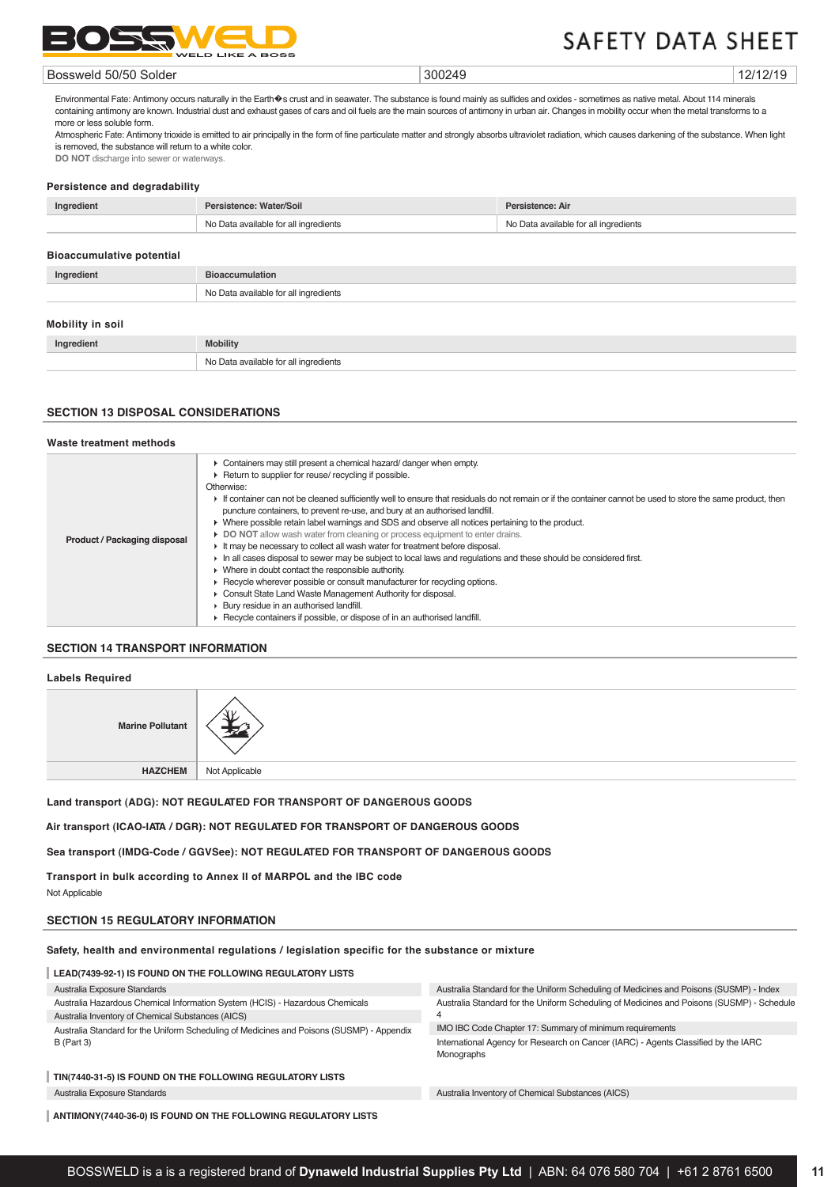Environmental Fate: Antimony occurs naturally in the Earth�s crust and in seawater. The substance is found mainly as sulfides and oxides - sometimes as native metal. About 114 minerals containing antimony are known. Industrial dust and exhaust gases of cars and oil fuels are the main sources of antimony in urban air. Changes in mobility occur when the metal transforms to a more or less soluble form.

Atmospheric Fate: Antimony trioxide is emitted to air principally in the form of fine particulate matter and strongly absorbs ultraviolet radiation, which causes darkening of the substance. When light is removed, the substance will return to a white color.

**DO NOT** discharge into sewer or waterways.

### Persistence and degradability

| Ingredient | Persistence: Water/Soil | Persistence: Air |
|---|---|---|
| | No Data available for all ingredients | No Data available for all ingredients |

### Bioaccumulative potential

| Ingredient | Bioaccumulation |
|---|---|
| | No Data available for all ingredients |

### Mobility in soil

| Ingredient | Mobility |
|---|---|
| | No Data available for all ingredients |

## SECTION 13 DISPOSAL CONSIDERATIONS

### Waste treatment methods

**Product / Packaging disposal**

- Containers may still present a chemical hazard/ danger when empty.
- Return to supplier for reuse/ recycling if possible.

Otherwise:

- If container can not be cleaned sufficiently well to ensure that residuals do not remain or if the container cannot be used to store the same product, then puncture containers, to prevent re-use, and bury at an authorised landfill.
- Where possible retain label warnings and SDS and observe all notices pertaining to the product.
- **DO NOT** allow wash water from cleaning or process equipment to enter drains.
- It may be necessary to collect all wash water for treatment before disposal.
- In all cases disposal to sewer may be subject to local laws and regulations and these should be considered first.
- Where in doubt contact the responsible authority.
- Recycle wherever possible or consult manufacturer for recycling options.
- Consult State Land Waste Management Authority for disposal.
- Bury residue in an authorised landfill.
- Recycle containers if possible, or dispose of in an authorised landfill.

## SECTION 14 TRANSPORT INFORMATION

### Labels Required

| | |
|---|---|
| **Marine Pollutant** | |
| **HAZCHEM** | Not Applicable |

**Land transport (ADG): NOT REGULATED FOR TRANSPORT OF DANGEROUS GOODS**

**Air transport (ICAO-IATA / DGR): NOT REGULATED FOR TRANSPORT OF DANGEROUS GOODS**

**Sea transport (IMDG-Code / GGVSee): NOT REGULATED FOR TRANSPORT OF DANGEROUS GOODS**

**Transport in bulk according to Annex II of MARPOL and the IBC code**

Not Applicable

## SECTION 15 REGULATORY INFORMATION

### Safety, health and environmental regulations / legislation specific for the substance or mixture

**LEAD(7439-92-1) IS FOUND ON THE FOLLOWING REGULATORY LISTS**

- Australia Exposure Standards
- Australia Hazardous Chemical Information System (HCIS) - Hazardous Chemicals
- Australia Inventory of Chemical Substances (AICS)
- Australia Standard for the Uniform Scheduling of Medicines and Poisons (SUSMP) - Appendix B (Part 3)
- Australia Standard for the Uniform Scheduling of Medicines and Poisons (SUSMP) - Index
- Australia Standard for the Uniform Scheduling of Medicines and Poisons (SUSMP) - Schedule 4
- IMO IBC Code Chapter 17: Summary of minimum requirements
- International Agency for Research on Cancer (IARC) - Agents Classified by the IARC Monographs

**TIN(7440-31-5) IS FOUND ON THE FOLLOWING REGULATORY LISTS**

- Australia Exposure Standards
- Australia Inventory of Chemical Substances (AICS)

**ANTIMONY(7440-36-0) IS FOUND ON THE FOLLOWING REGULATORY LISTS**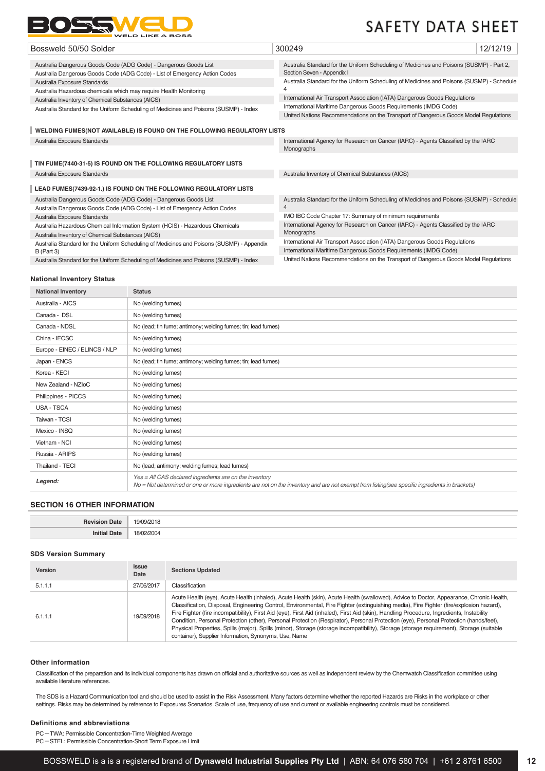| | | |
|---|---|---|
| Bossweld 50/50 Solder | 300249 | 12/12/19 |

| | |
|---|---|
| Australia Dangerous Goods Code (ADG Code) - Dangerous Goods List | Australia Standard for the Uniform Scheduling of Medicines and Poisons (SUSMP) - Part 2, Section Seven - Appendix I |
| Australia Dangerous Goods Code (ADG Code) - List of Emergency Action Codes | Australia Standard for the Uniform Scheduling of Medicines and Poisons (SUSMP) - Schedule 4 |
| Australia Exposure Standards | International Air Transport Association (IATA) Dangerous Goods Regulations |
| Australia Hazardous chemicals which may require Health Monitoring | International Maritime Dangerous Goods Requirements (IMDG Code) |
| Australia Inventory of Chemical Substances (AICS) | United Nations Recommendations on the Transport of Dangerous Goods Model Regulations |
| Australia Standard for the Uniform Scheduling of Medicines and Poisons (SUSMP) - Index | |

**WELDING FUMES(NOT AVAILABLE) IS FOUND ON THE FOLLOWING REGULATORY LISTS**

| | |
|---|---|
| Australia Exposure Standards | International Agency for Research on Cancer (IARC) - Agents Classified by the IARC Monographs |

**TIN FUME(7440-31-5) IS FOUND ON THE FOLLOWING REGULATORY LISTS**

| | |
|---|---|
| Australia Exposure Standards | Australia Inventory of Chemical Substances (AICS) |

**LEAD FUMES(7439-92-1.) IS FOUND ON THE FOLLOWING REGULATORY LISTS**

| | |
|---|---|
| Australia Dangerous Goods Code (ADG Code) - Dangerous Goods List | Australia Standard for the Uniform Scheduling of Medicines and Poisons (SUSMP) - Schedule 4 |
| Australia Dangerous Goods Code (ADG Code) - List of Emergency Action Codes | IMO IBC Code Chapter 17: Summary of minimum requirements |
| Australia Exposure Standards | International Agency for Research on Cancer (IARC) - Agents Classified by the IARC Monographs |
| Australia Hazardous Chemical Information System (HCIS) - Hazardous Chemicals | International Air Transport Association (IATA) Dangerous Goods Regulations |
| Australia Inventory of Chemical Substances (AICS) | International Maritime Dangerous Goods Requirements (IMDG Code) |
| Australia Standard for the Uniform Scheduling of Medicines and Poisons (SUSMP) - Appendix B (Part 3) | United Nations Recommendations on the Transport of Dangerous Goods Model Regulations |
| Australia Standard for the Uniform Scheduling of Medicines and Poisons (SUSMP) - Index | |

### National Inventory Status

| National Inventory | Status |
|---|---|
| Australia - AICS | No (welding fumes) |
| Canada - DSL | No (welding fumes) |
| Canada - NDSL | No (lead; tin fume; antimony; welding fumes; tin; lead fumes) |
| China - IECSC | No (welding fumes) |
| Europe - EINEC / ELINCS / NLP | No (welding fumes) |
| Japan - ENCS | No (lead; tin fume; antimony; welding fumes; tin; lead fumes) |
| Korea - KECI | No (welding fumes) |
| New Zealand - NZIoC | No (welding fumes) |
| Philippines - PICCS | No (welding fumes) |
| USA - TSCA | No (welding fumes) |
| Taiwan - TCSI | No (welding fumes) |
| Mexico - INSQ | No (welding fumes) |
| Vietnam - NCI | No (welding fumes) |
| Russia - ARIPS | No (welding fumes) |
| Thailand - TECI | No (lead; antimony; welding fumes; lead fumes) |
| *Legend:* | *Yes = All CAS declared ingredients are on the inventory*<br>*No = Not determined or one or more ingredients are not on the inventory and are not exempt from listing(see specific ingredients in brackets)* |

## SECTION 16 OTHER INFORMATION

| | |
|---|---|
| **Revision Date** | 19/09/2018 |
| **Initial Date** | 18/02/2004 |

### SDS Version Summary

| Version | Issue Date | Sections Updated |
|---|---|---|
| 5.1.1.1 | 27/06/2017 | Classification |
| 6.1.1.1 | 19/09/2018 | Acute Health (eye), Acute Health (inhaled), Acute Health (skin), Acute Health (swallowed), Advice to Doctor, Appearance, Chronic Health, Classification, Disposal, Engineering Control, Environmental, Fire Fighter (extinguishing media), Fire Fighter (fire/explosion hazard), Fire Fighter (fire incompatibility), First Aid (eye), First Aid (inhaled), First Aid (skin), Handling Procedure, Ingredients, Instability Condition, Personal Protection (other), Personal Protection (Respirator), Personal Protection (eye), Personal Protection (hands/feet), Physical Properties, Spills (major), Spills (minor), Storage (storage incompatibility), Storage (storage requirement), Storage (suitable container), Supplier Information, Synonyms, Use, Name |

### Other information

Classification of the preparation and its individual components has drawn on official and authoritative sources as well as independent review by the Chemwatch Classification committee using available literature references.

The SDS is a Hazard Communication tool and should be used to assist in the Risk Assessment. Many factors determine whether the reported Hazards are Risks in the workplace or other settings. Risks may be determined by reference to Exposures Scenarios. Scale of use, frequency of use and current or available engineering controls must be considered.

### Definitions and abbreviations

PC－TWA: Permissible Concentration-Time Weighted Average
PC－STEL: Permissible Concentration-Short Term Exposure Limit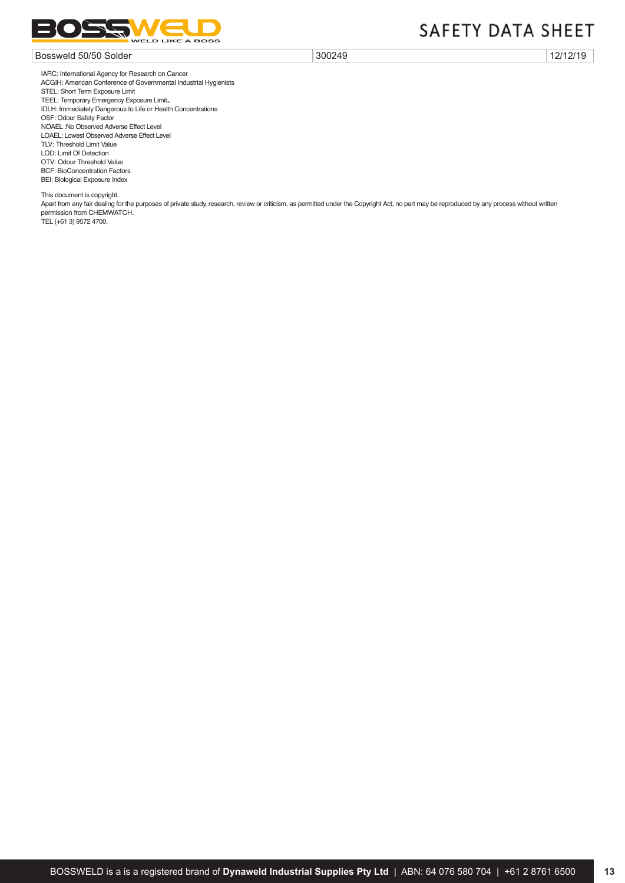IARC: International Agency for Research on Cancer
ACGIH: American Conference of Governmental Industrial Hygienists
STEL: Short Term Exposure Limit
TEEL: Temporary Emergency Exposure Limit。
IDLH: Immediately Dangerous to Life or Health Concentrations
OSF: Odour Safety Factor
NOAEL :No Observed Adverse Effect Level
LOAEL: Lowest Observed Adverse Effect Level
TLV: Threshold Limit Value
LOD: Limit Of Detection
OTV: Odour Threshold Value
BCF: BioConcentration Factors
BEI: Biological Exposure Index

This document is copyright.
Apart from any fair dealing for the purposes of private study, research, review or criticism, as permitted under the Copyright Act, no part may be reproduced by any process without written permission from CHEMWATCH.
TEL (+61 3) 9572 4700.